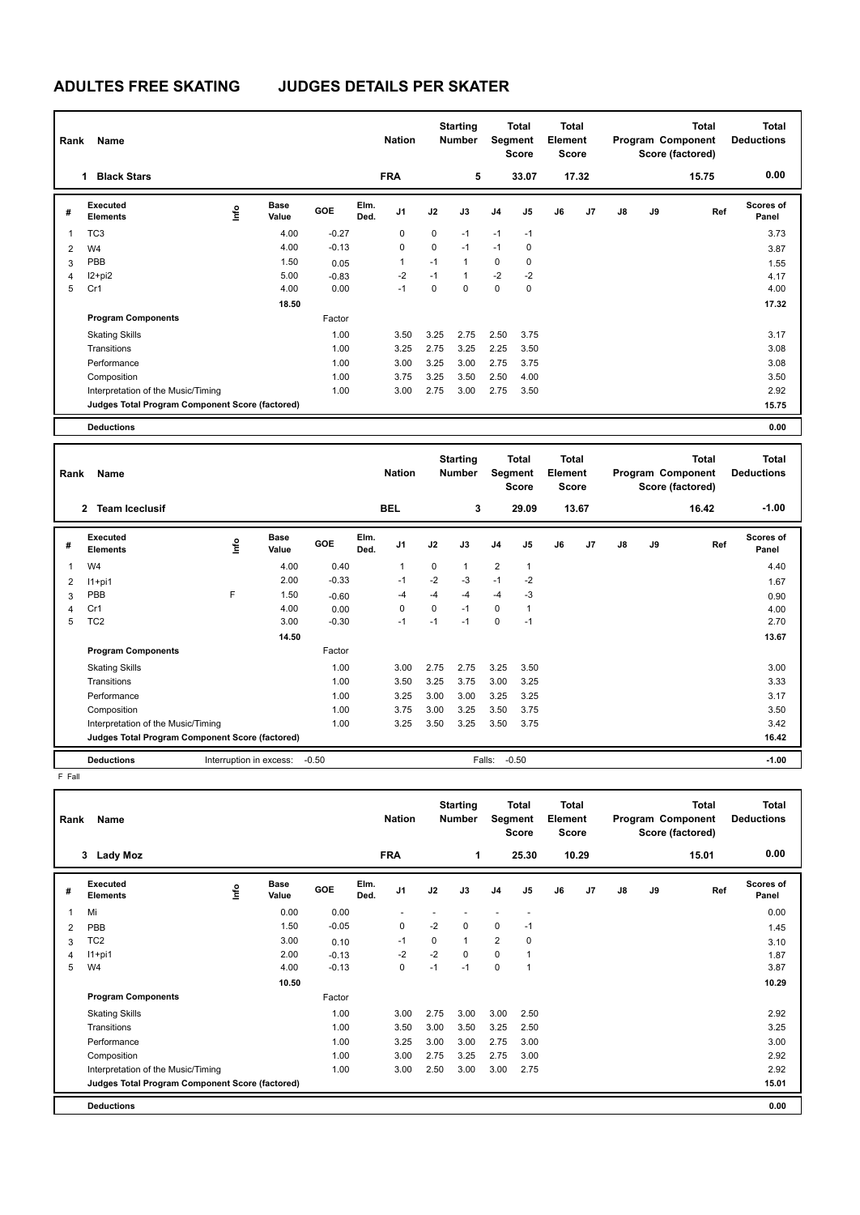# ADULTES FREE SKATING JUDGES DETAILS PER SKATER

| Rank | Name | Nation | Starting Number | Total Segment Score | Total Element Score | Total Program Component Score (factored) | Total Deductions |
|---|---|---|---|---|---|---|---|
| 1 | Black Stars | FRA | 5 | 33.07 | 17.32 | 15.75 | 0.00 |

| # | Executed Elements | Info | Base Value | GOE | Elm. Ded. | J1 | J2 | J3 | J4 | J5 | J6 | J7 | J8 | J9 | Ref | Scores of Panel |
|---|---|---|---|---|---|---|---|---|---|---|---|---|---|---|---|---|
| 1 | TC3 | | 4.00 | -0.27 | | 0 | 0 | -1 | -1 | -1 | | | | | | 3.73 |
| 2 | W4 | | 4.00 | -0.13 | | 0 | 0 | -1 | -1 | 0 | | | | | | 3.87 |
| 3 | PBB | | 1.50 | 0.05 | | 1 | -1 | 1 | 0 | 0 | | | | | | 1.55 |
| 4 | I2+pi2 | | 5.00 | -0.83 | | -2 | -1 | 1 | -2 | -2 | | | | | | 4.17 |
| 5 | Cr1 | | 4.00 | 0.00 | | -1 | 0 | 0 | 0 | 0 | | | | | | 4.00 |
| | | | 18.50 | | | | | | | | | | | | | 17.32 |
| | **Program Components** | | | Factor | | | | | | | | | | | | |
| | Skating Skills | | | 1.00 | | 3.50 | 3.25 | 2.75 | 2.50 | 3.75 | | | | | | 3.17 |
| | Transitions | | | 1.00 | | 3.25 | 2.75 | 3.25 | 2.25 | 3.50 | | | | | | 3.08 |
| | Performance | | | 1.00 | | 3.00 | 3.25 | 3.00 | 2.75 | 3.75 | | | | | | 3.08 |
| | Composition | | | 1.00 | | 3.75 | 3.25 | 3.50 | 2.50 | 4.00 | | | | | | 3.50 |
| | Interpretation of the Music/Timing | | | 1.00 | | 3.00 | 2.75 | 3.00 | 2.75 | 3.50 | | | | | | 2.92 |
| | **Judges Total Program Component Score (factored)** | | | | | | | | | | | | | | | 15.75 |
| | **Deductions** | | | | | | | | | | | | | | | 0.00 |

| Rank | Name | Nation | Starting Number | Total Segment Score | Total Element Score | Total Program Component Score (factored) | Total Deductions |
|---|---|---|---|---|---|---|---|
| 2 | Team Iceclusif | BEL | 3 | 29.09 | 13.67 | 16.42 | -1.00 |

| # | Executed Elements | Info | Base Value | GOE | Elm. Ded. | J1 | J2 | J3 | J4 | J5 | J6 | J7 | J8 | J9 | Ref | Scores of Panel |
|---|---|---|---|---|---|---|---|---|---|---|---|---|---|---|---|---|
| 1 | W4 | | 4.00 | 0.40 | | 1 | 0 | 1 | 2 | 1 | | | | | | 4.40 |
| 2 | I1+pi1 | | 2.00 | -0.33 | | -1 | -2 | -3 | -1 | -2 | | | | | | 1.67 |
| 3 | PBB | F | 1.50 | -0.60 | | -4 | -4 | -4 | -4 | -3 | | | | | | 0.90 |
| 4 | Cr1 | | 4.00 | 0.00 | | 0 | 0 | -1 | 0 | 1 | | | | | | 4.00 |
| 5 | TC2 | | 3.00 | -0.30 | | -1 | -1 | -1 | 0 | -1 | | | | | | 2.70 |
| | | | 14.50 | | | | | | | | | | | | | 13.67 |
| | **Program Components** | | | Factor | | | | | | | | | | | | |
| | Skating Skills | | | 1.00 | | 3.00 | 2.75 | 2.75 | 3.25 | 3.50 | | | | | | 3.00 |
| | Transitions | | | 1.00 | | 3.50 | 3.25 | 3.75 | 3.00 | 3.25 | | | | | | 3.33 |
| | Performance | | | 1.00 | | 3.25 | 3.00 | 3.00 | 3.25 | 3.25 | | | | | | 3.17 |
| | Composition | | | 1.00 | | 3.75 | 3.00 | 3.25 | 3.50 | 3.75 | | | | | | 3.50 |
| | Interpretation of the Music/Timing | | | 1.00 | | 3.25 | 3.50 | 3.25 | 3.50 | 3.75 | | | | | | 3.42 |
| | **Judges Total Program Component Score (factored)** | | | | | | | | | | | | | | | 16.42 |
| | **Deductions** | Interruption in excess: -0.50 | | | | | | Falls: -0.50 | | | | | | | | -1.00 |

F Fall

| Rank | Name | Nation | Starting Number | Total Segment Score | Total Element Score | Total Program Component Score (factored) | Total Deductions |
|---|---|---|---|---|---|---|---|
| 3 | Lady Moz | FRA | 1 | 25.30 | 10.29 | 15.01 | 0.00 |

| # | Executed Elements | Info | Base Value | GOE | Elm. Ded. | J1 | J2 | J3 | J4 | J5 | J6 | J7 | J8 | J9 | Ref | Scores of Panel |
|---|---|---|---|---|---|---|---|---|---|---|---|---|---|---|---|---|
| 1 | Mi | | 0.00 | 0.00 | | - | - | - | - | - | | | | | | 0.00 |
| 2 | PBB | | 1.50 | -0.05 | | 0 | -2 | 0 | 0 | -1 | | | | | | 1.45 |
| 3 | TC2 | | 3.00 | 0.10 | | -1 | 0 | 1 | 2 | 0 | | | | | | 3.10 |
| 4 | I1+pi1 | | 2.00 | -0.13 | | -2 | -2 | 0 | 0 | 1 | | | | | | 1.87 |
| 5 | W4 | | 4.00 | -0.13 | | 0 | -1 | -1 | 0 | 1 | | | | | | 3.87 |
| | | | 10.50 | | | | | | | | | | | | | 10.29 |
| | **Program Components** | | | Factor | | | | | | | | | | | | |
| | Skating Skills | | | 1.00 | | 3.00 | 2.75 | 3.00 | 3.00 | 2.50 | | | | | | 2.92 |
| | Transitions | | | 1.00 | | 3.50 | 3.00 | 3.50 | 3.25 | 2.50 | | | | | | 3.25 |
| | Performance | | | 1.00 | | 3.25 | 3.00 | 3.00 | 2.75 | 3.00 | | | | | | 3.00 |
| | Composition | | | 1.00 | | 3.00 | 2.75 | 3.25 | 2.75 | 3.00 | | | | | | 2.92 |
| | Interpretation of the Music/Timing | | | 1.00 | | 3.00 | 2.50 | 3.00 | 3.00 | 2.75 | | | | | | 2.92 |
| | **Judges Total Program Component Score (factored)** | | | | | | | | | | | | | | | 15.01 |
| | **Deductions** | | | | | | | | | | | | | | | 0.00 |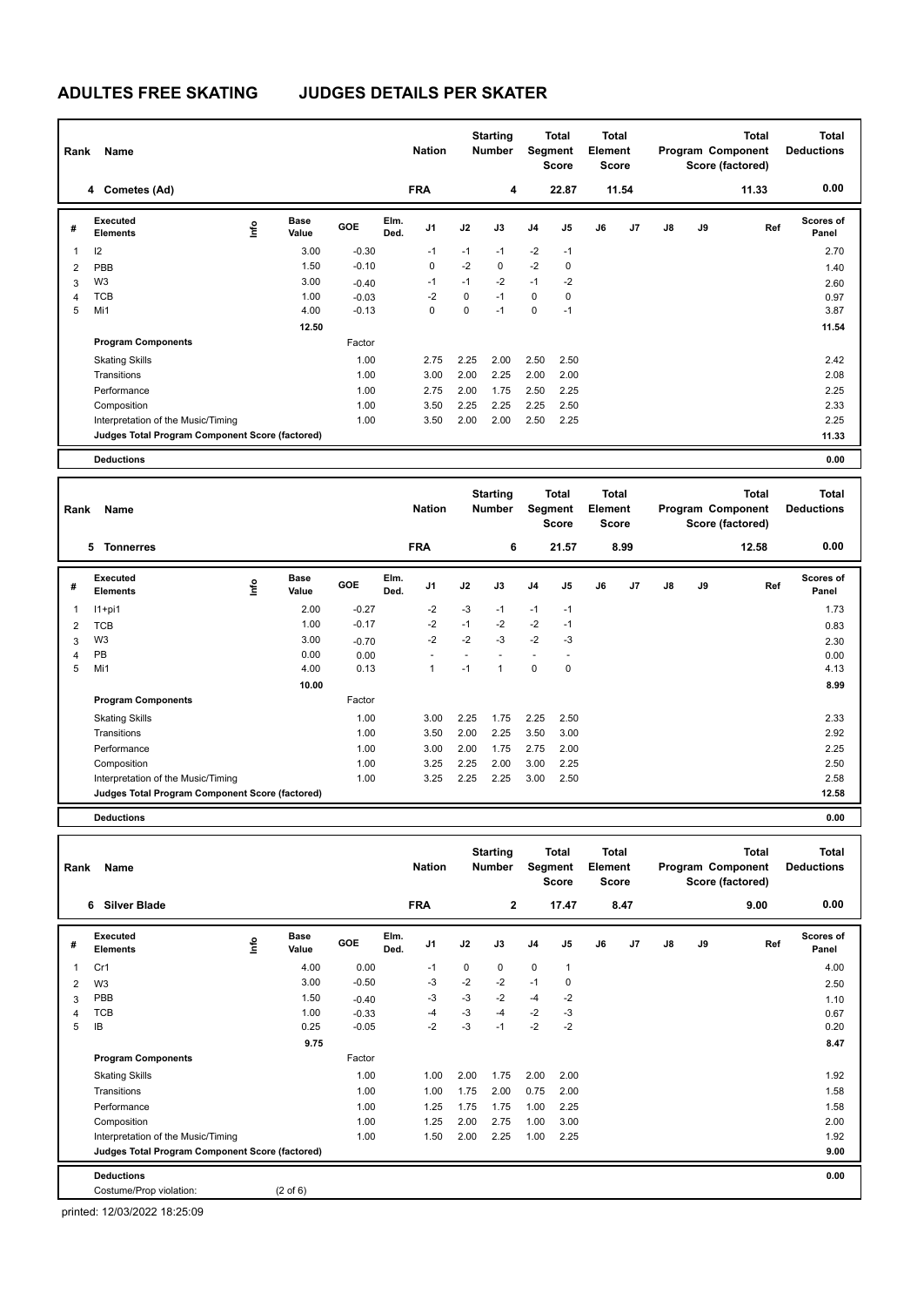## ADULTES FREE SKATING JUDGES DETAILS PER SKATER

| Rank | Name | Nation | Starting Number | Total Segment Score | Total Element Score | Total Program Component Score (factored) | Total Deductions |
|---|---|---|---|---|---|---|---|
| 4 | Cometes (Ad) | FRA | 4 | 22.87 | 11.54 | 11.33 | 0.00 |

| # | Executed Elements | Info | Base Value | GOE | Elm. Ded. | J1 | J2 | J3 | J4 | J5 | J6 | J7 | J8 | J9 | Ref | Scores of Panel |
|---|---|---|---|---|---|---|---|---|---|---|---|---|---|---|---|---|
| 1 | I2 | | 3.00 | -0.30 | | -1 | -1 | -1 | -2 | -1 | | | | | | 2.70 |
| 2 | PBB | | 1.50 | -0.10 | | 0 | -2 | 0 | -2 | 0 | | | | | | 1.40 |
| 3 | W3 | | 3.00 | -0.40 | | -1 | -1 | -2 | -1 | -2 | | | | | | 2.60 |
| 4 | TCB | | 1.00 | -0.03 | | -2 | 0 | -1 | 0 | 0 | | | | | | 0.97 |
| 5 | Mi1 | | 4.00 | -0.13 | | 0 | 0 | -1 | 0 | -1 | | | | | | 3.87 |
| | | | 12.50 | | | | | | | | | | | | | 11.54 |

| Program Components | Factor | J1 | J2 | J3 | J4 | J5 | J6 | J7 | J8 | J9 | Scores of Panel |
|---|---|---|---|---|---|---|---|---|---|---|---|
| Skating Skills | 1.00 | 2.75 | 2.25 | 2.00 | 2.50 | 2.50 | | | | | 2.42 |
| Transitions | 1.00 | 3.00 | 2.00 | 2.25 | 2.00 | 2.00 | | | | | 2.08 |
| Performance | 1.00 | 2.75 | 2.00 | 1.75 | 2.50 | 2.25 | | | | | 2.25 |
| Composition | 1.00 | 3.50 | 2.25 | 2.25 | 2.25 | 2.50 | | | | | 2.33 |
| Interpretation of the Music/Timing | 1.00 | 3.50 | 2.00 | 2.00 | 2.50 | 2.25 | | | | | 2.25 |
| Judges Total Program Component Score (factored) | | | | | | | | | | | 11.33 |

**Deductions** 0.00

| Rank | Name | Nation | Starting Number | Total Segment Score | Total Element Score | Total Program Component Score (factored) | Total Deductions |
|---|---|---|---|---|---|---|---|
| 5 | Tonnerres | FRA | 6 | 21.57 | 8.99 | 12.58 | 0.00 |

| # | Executed Elements | Info | Base Value | GOE | Elm. Ded. | J1 | J2 | J3 | J4 | J5 | J6 | J7 | J8 | J9 | Ref | Scores of Panel |
|---|---|---|---|---|---|---|---|---|---|---|---|---|---|---|---|---|
| 1 | I1+pi1 | | 2.00 | -0.27 | | -2 | -3 | -1 | -1 | -1 | | | | | | 1.73 |
| 2 | TCB | | 1.00 | -0.17 | | -2 | -1 | -2 | -2 | -1 | | | | | | 0.83 |
| 3 | W3 | | 3.00 | -0.70 | | -2 | -2 | -3 | -2 | -3 | | | | | | 2.30 |
| 4 | PB | | 0.00 | 0.00 | | - | - | - | - | - | | | | | | 0.00 |
| 5 | Mi1 | | 4.00 | 0.13 | | 1 | -1 | 1 | 0 | 0 | | | | | | 4.13 |
| | | | 10.00 | | | | | | | | | | | | | 8.99 |

| Program Components | Factor | J1 | J2 | J3 | J4 | J5 | J6 | J7 | J8 | J9 | Scores of Panel |
|---|---|---|---|---|---|---|---|---|---|---|---|
| Skating Skills | 1.00 | 3.00 | 2.25 | 1.75 | 2.25 | 2.50 | | | | | 2.33 |
| Transitions | 1.00 | 3.50 | 2.00 | 2.25 | 3.50 | 3.00 | | | | | 2.92 |
| Performance | 1.00 | 3.00 | 2.00 | 1.75 | 2.75 | 2.00 | | | | | 2.25 |
| Composition | 1.00 | 3.25 | 2.25 | 2.00 | 3.00 | 2.25 | | | | | 2.50 |
| Interpretation of the Music/Timing | 1.00 | 3.25 | 2.25 | 2.25 | 3.00 | 2.50 | | | | | 2.58 |
| Judges Total Program Component Score (factored) | | | | | | | | | | | 12.58 |

**Deductions** 0.00

| Rank | Name | Nation | Starting Number | Total Segment Score | Total Element Score | Total Program Component Score (factored) | Total Deductions |
|---|---|---|---|---|---|---|---|
| 6 | Silver Blade | FRA | 2 | 17.47 | 8.47 | 9.00 | 0.00 |

| # | Executed Elements | Info | Base Value | GOE | Elm. Ded. | J1 | J2 | J3 | J4 | J5 | J6 | J7 | J8 | J9 | Ref | Scores of Panel |
|---|---|---|---|---|---|---|---|---|---|---|---|---|---|---|---|---|
| 1 | Cr1 | | 4.00 | 0.00 | | -1 | 0 | 0 | 0 | 1 | | | | | | 4.00 |
| 2 | W3 | | 3.00 | -0.50 | | -3 | -2 | -2 | -1 | 0 | | | | | | 2.50 |
| 3 | PBB | | 1.50 | -0.40 | | -3 | -3 | -2 | -4 | -2 | | | | | | 1.10 |
| 4 | TCB | | 1.00 | -0.33 | | -4 | -3 | -4 | -2 | -3 | | | | | | 0.67 |
| 5 | IB | | 0.25 | -0.05 | | -2 | -3 | -1 | -2 | -2 | | | | | | 0.20 |
| | | | 9.75 | | | | | | | | | | | | | 8.47 |

| Program Components | Factor | J1 | J2 | J3 | J4 | J5 | J6 | J7 | J8 | J9 | Scores of Panel |
|---|---|---|---|---|---|---|---|---|---|---|---|
| Skating Skills | 1.00 | 1.00 | 2.00 | 1.75 | 2.00 | 2.00 | | | | | 1.92 |
| Transitions | 1.00 | 1.00 | 1.75 | 2.00 | 0.75 | 2.00 | | | | | 1.58 |
| Performance | 1.00 | 1.25 | 1.75 | 1.75 | 1.00 | 2.25 | | | | | 1.58 |
| Composition | 1.00 | 1.25 | 2.00 | 2.75 | 1.00 | 3.00 | | | | | 2.00 |
| Interpretation of the Music/Timing | 1.00 | 1.50 | 2.00 | 2.25 | 1.00 | 2.25 | | | | | 1.92 |
| Judges Total Program Component Score (factored) | | | | | | | | | | | 9.00 |

**Deductions** 0.00

Costume/Prop violation: (2 of 6)

printed: 12/03/2022 18:25:09